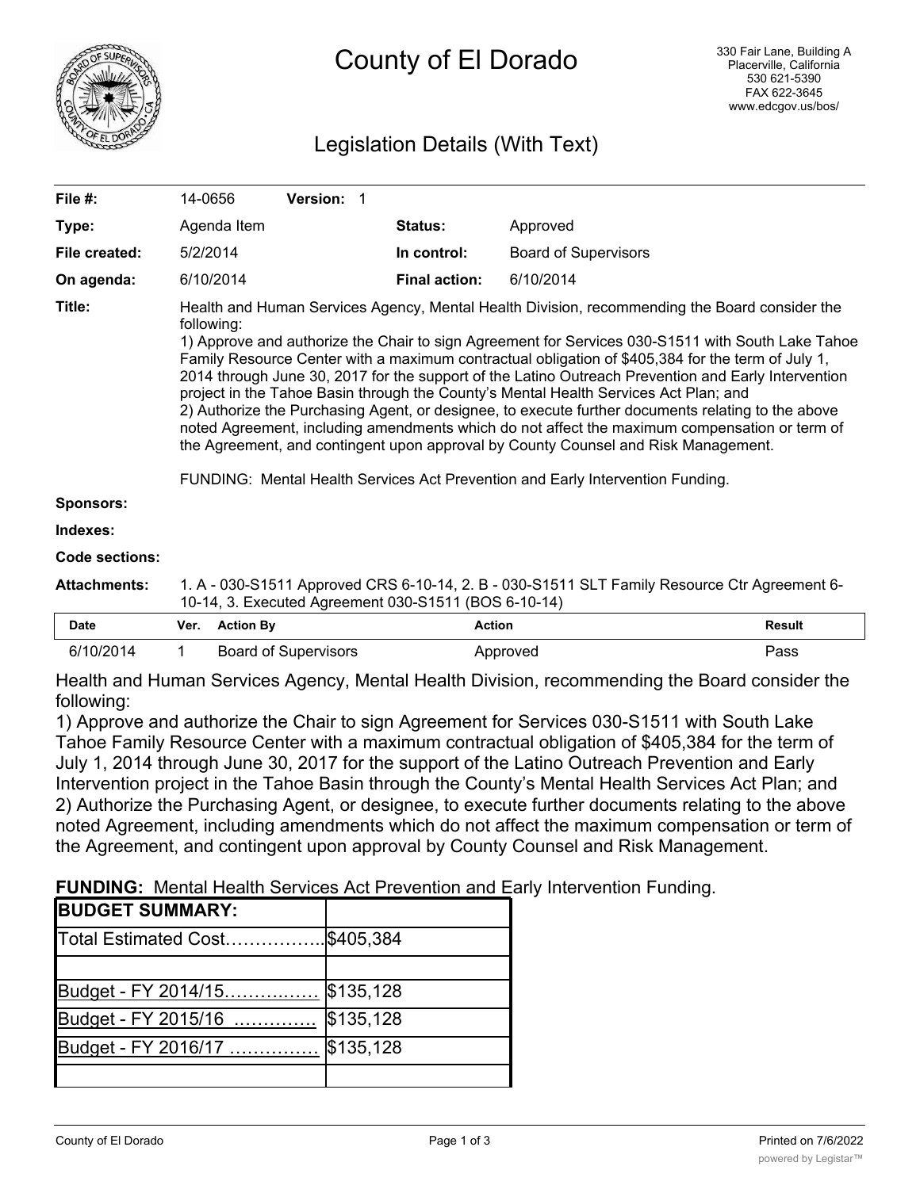# County of El Dorado

330 Fair Lane, Building A
Placerville, California
530 621-5390
FAX 622-3645
www.edcgov.us/bos/

## Legislation Details (With Text)

| | | | |
|---|---|---|---|
| **File #:** | 14-0656 **Version:** 1 | | |
| **Type:** | Agenda Item | **Status:** | Approved |
| **File created:** | 5/2/2014 | **In control:** | Board of Supervisors |
| **On agenda:** | 6/10/2014 | **Final action:** | 6/10/2014 |

**Title:** Health and Human Services Agency, Mental Health Division, recommending the Board consider the following:
1) Approve and authorize the Chair to sign Agreement for Services 030-S1511 with South Lake Tahoe Family Resource Center with a maximum contractual obligation of $405,384 for the term of July 1, 2014 through June 30, 2017 for the support of the Latino Outreach Prevention and Early Intervention project in the Tahoe Basin through the County's Mental Health Services Act Plan; and
2) Authorize the Purchasing Agent, or designee, to execute further documents relating to the above noted Agreement, including amendments which do not affect the maximum compensation or term of the Agreement, and contingent upon approval by County Counsel and Risk Management.

FUNDING: Mental Health Services Act Prevention and Early Intervention Funding.

**Sponsors:**

**Indexes:**

**Code sections:**

**Attachments:** 1. A - 030-S1511 Approved CRS 6-10-14, 2. B - 030-S1511 SLT Family Resource Ctr Agreement 6-10-14, 3. Executed Agreement 030-S1511 (BOS 6-10-14)

| Date | Ver. | Action By | Action | Result |
|---|---|---|---|---|
| 6/10/2014 | 1 | Board of Supervisors | Approved | Pass |

Health and Human Services Agency, Mental Health Division, recommending the Board consider the following:
1) Approve and authorize the Chair to sign Agreement for Services 030-S1511 with South Lake Tahoe Family Resource Center with a maximum contractual obligation of $405,384 for the term of July 1, 2014 through June 30, 2017 for the support of the Latino Outreach Prevention and Early Intervention project in the Tahoe Basin through the County's Mental Health Services Act Plan; and
2) Authorize the Purchasing Agent, or designee, to execute further documents relating to the above noted Agreement, including amendments which do not affect the maximum compensation or term of the Agreement, and contingent upon approval by County Counsel and Risk Management.

**FUNDING:** Mental Health Services Act Prevention and Early Intervention Funding.

| **BUDGET SUMMARY:** | |
|---|---|
| Total Estimated Cost…………….. | $405,384 |
| | |
| Budget - FY 2014/15…………… | $135,128 |
| Budget - FY 2015/16 …………. | $135,128 |
| Budget - FY 2016/17 …………… | $135,128 |
| | |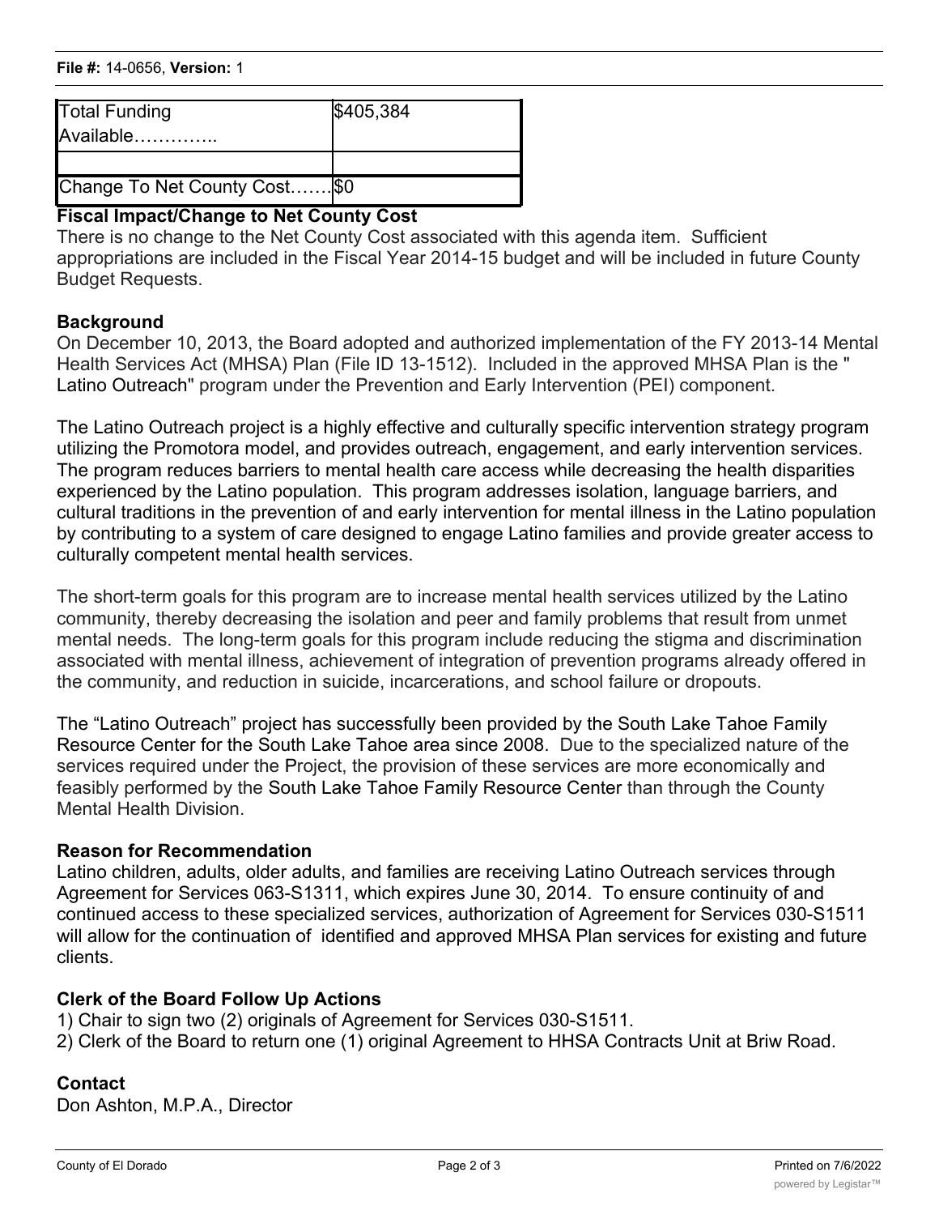| Total Funding Available………….. | $405,384 |
| --- | --- |
| | |
| Change To Net County Cost……. | $0 |

**Fiscal Impact/Change to Net County Cost**
There is no change to the Net County Cost associated with this agenda item. Sufficient appropriations are included in the Fiscal Year 2014-15 budget and will be included in future County Budget Requests.

**Background**
On December 10, 2013, the Board adopted and authorized implementation of the FY 2013-14 Mental Health Services Act (MHSA) Plan (File ID 13-1512). Included in the approved MHSA Plan is the " Latino Outreach" program under the Prevention and Early Intervention (PEI) component.

The Latino Outreach project is a highly effective and culturally specific intervention strategy program utilizing the Promotora model, and provides outreach, engagement, and early intervention services. The program reduces barriers to mental health care access while decreasing the health disparities experienced by the Latino population. This program addresses isolation, language barriers, and cultural traditions in the prevention of and early intervention for mental illness in the Latino population by contributing to a system of care designed to engage Latino families and provide greater access to culturally competent mental health services.

The short-term goals for this program are to increase mental health services utilized by the Latino community, thereby decreasing the isolation and peer and family problems that result from unmet mental needs. The long-term goals for this program include reducing the stigma and discrimination associated with mental illness, achievement of integration of prevention programs already offered in the community, and reduction in suicide, incarcerations, and school failure or dropouts.

The "Latino Outreach" project has successfully been provided by the South Lake Tahoe Family Resource Center for the South Lake Tahoe area since 2008. Due to the specialized nature of the services required under the Project, the provision of these services are more economically and feasibly performed by the South Lake Tahoe Family Resource Center than through the County Mental Health Division.

**Reason for Recommendation**
Latino children, adults, older adults, and families are receiving Latino Outreach services through Agreement for Services 063-S1311, which expires June 30, 2014. To ensure continuity of and continued access to these specialized services, authorization of Agreement for Services 030-S1511 will allow for the continuation of identified and approved MHSA Plan services for existing and future clients.

**Clerk of the Board Follow Up Actions**
1) Chair to sign two (2) originals of Agreement for Services 030-S1511.
2) Clerk of the Board to return one (1) original Agreement to HHSA Contracts Unit at Briw Road.

**Contact**
Don Ashton, M.P.A., Director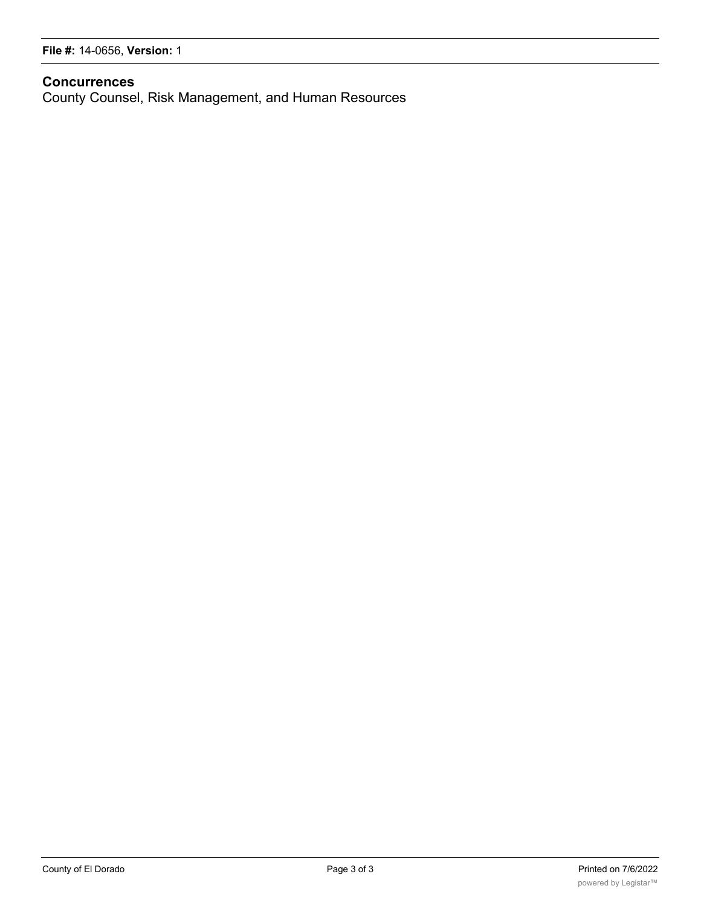## Concurrences

County Counsel, Risk Management, and Human Resources